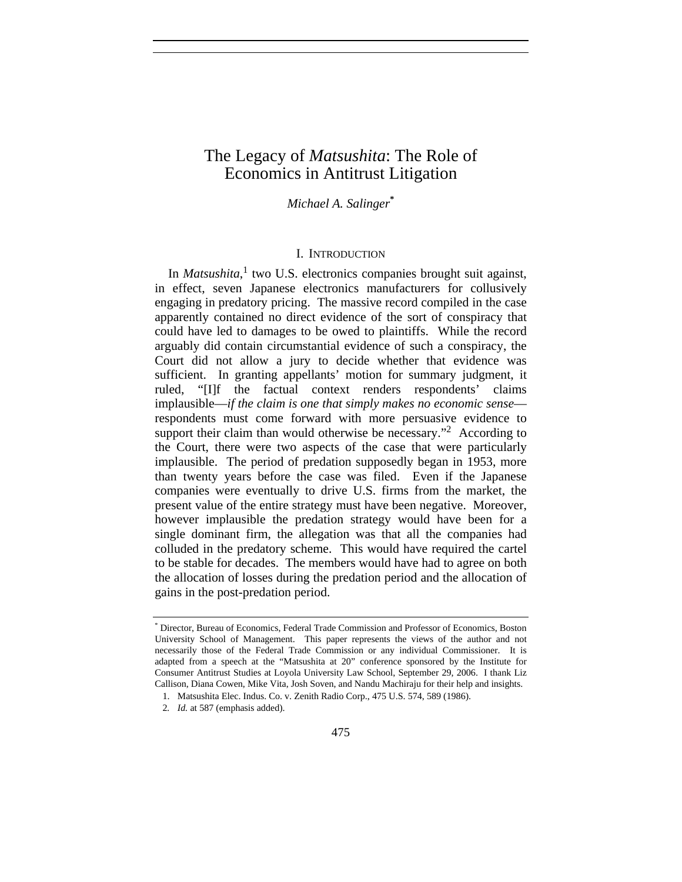# The Legacy of *Matsushita*: The Role of Economics in Antitrust Litigation

*Michael A. Salinger*[*]

## I. INTRODUCTION

In *Matsushita*,[1] two U.S. electronics companies brought suit against, in effect, seven Japanese electronics manufacturers for collusively engaging in predatory pricing. The massive record compiled in the case apparently contained no direct evidence of the sort of conspiracy that could have led to damages to be owed to plaintiffs. While the record arguably did contain circumstantial evidence of such a conspiracy, the Court did not allow a jury to decide whether that evidence was sufficient. In granting appellants' motion for summary judgment, it ruled, "[I]f the factual context renders respondents' claims implausible—*if the claim is one that simply makes no economic sense*—respondents must come forward with more persuasive evidence to support their claim than would otherwise be necessary."[2] According to the Court, there were two aspects of the case that were particularly implausible. The period of predation supposedly began in 1953, more than twenty years before the case was filed. Even if the Japanese companies were eventually to drive U.S. firms from the market, the present value of the entire strategy must have been negative. Moreover, however implausible the predation strategy would have been for a single dominant firm, the allegation was that all the companies had colluded in the predatory scheme. This would have required the cartel to be stable for decades. The members would have had to agree on both the allocation of losses during the predation period and the allocation of gains in the post-predation period.

---

[*] Director, Bureau of Economics, Federal Trade Commission and Professor of Economics, Boston University School of Management. This paper represents the views of the author and not necessarily those of the Federal Trade Commission or any individual Commissioner. It is adapted from a speech at the "Matsushita at 20" conference sponsored by the Institute for Consumer Antitrust Studies at Loyola University Law School, September 29, 2006. I thank Liz Callison, Diana Cowen, Mike Vita, Josh Soven, and Nandu Machiraju for their help and insights.

1. Matsushita Elec. Indus. Co. v. Zenith Radio Corp., 475 U.S. 574, 589 (1986).

2. *Id.* at 587 (emphasis added).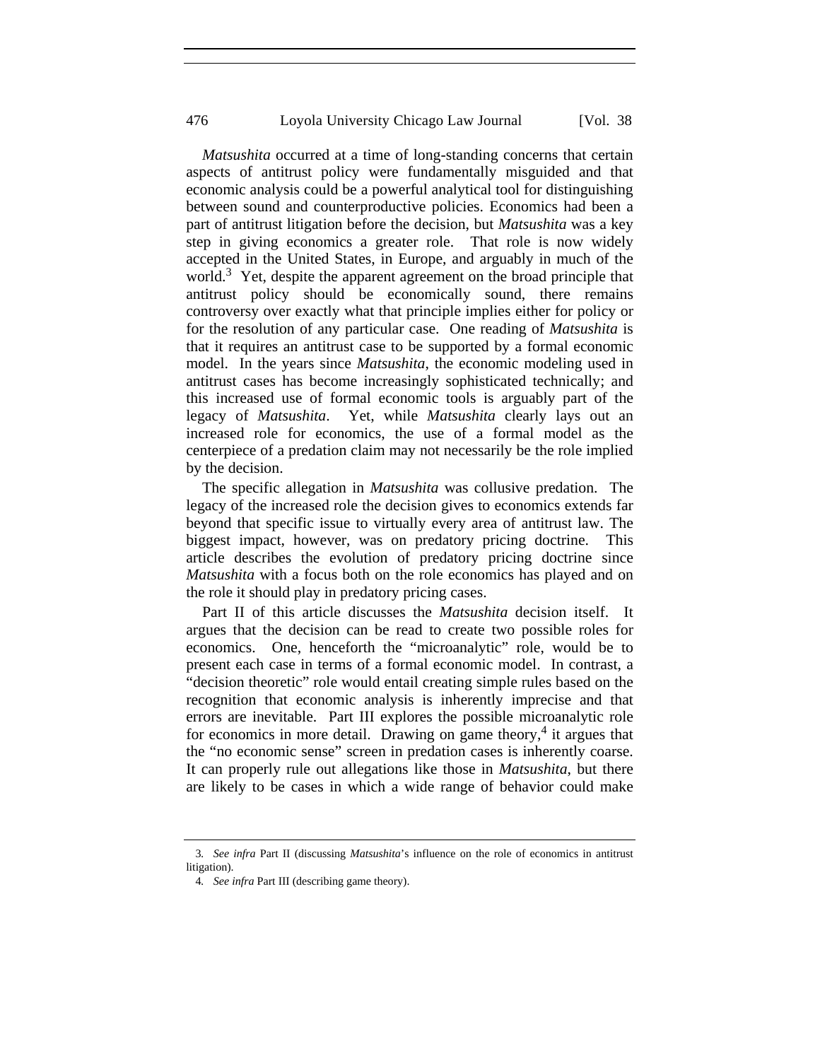*Matsushita* occurred at a time of long-standing concerns that certain aspects of antitrust policy were fundamentally misguided and that economic analysis could be a powerful analytical tool for distinguishing between sound and counterproductive policies. Economics had been a part of antitrust litigation before the decision, but *Matsushita* was a key step in giving economics a greater role. That role is now widely accepted in the United States, in Europe, and arguably in much of the world.[3] Yet, despite the apparent agreement on the broad principle that antitrust policy should be economically sound, there remains controversy over exactly what that principle implies either for policy or for the resolution of any particular case. One reading of *Matsushita* is that it requires an antitrust case to be supported by a formal economic model. In the years since *Matsushita*, the economic modeling used in antitrust cases has become increasingly sophisticated technically; and this increased use of formal economic tools is arguably part of the legacy of *Matsushita*. Yet, while *Matsushita* clearly lays out an increased role for economics, the use of a formal model as the centerpiece of a predation claim may not necessarily be the role implied by the decision.

The specific allegation in *Matsushita* was collusive predation. The legacy of the increased role the decision gives to economics extends far beyond that specific issue to virtually every area of antitrust law. The biggest impact, however, was on predatory pricing doctrine. This article describes the evolution of predatory pricing doctrine since *Matsushita* with a focus both on the role economics has played and on the role it should play in predatory pricing cases.

Part II of this article discusses the *Matsushita* decision itself. It argues that the decision can be read to create two possible roles for economics. One, henceforth the "microanalytic" role, would be to present each case in terms of a formal economic model. In contrast, a "decision theoretic" role would entail creating simple rules based on the recognition that economic analysis is inherently imprecise and that errors are inevitable. Part III explores the possible microanalytic role for economics in more detail. Drawing on game theory,[4] it argues that the "no economic sense" screen in predation cases is inherently coarse. It can properly rule out allegations like those in *Matsushita*, but there are likely to be cases in which a wide range of behavior could make

---

3. *See infra* Part II (discussing *Matsushita*'s influence on the role of economics in antitrust litigation).

4. *See infra* Part III (describing game theory).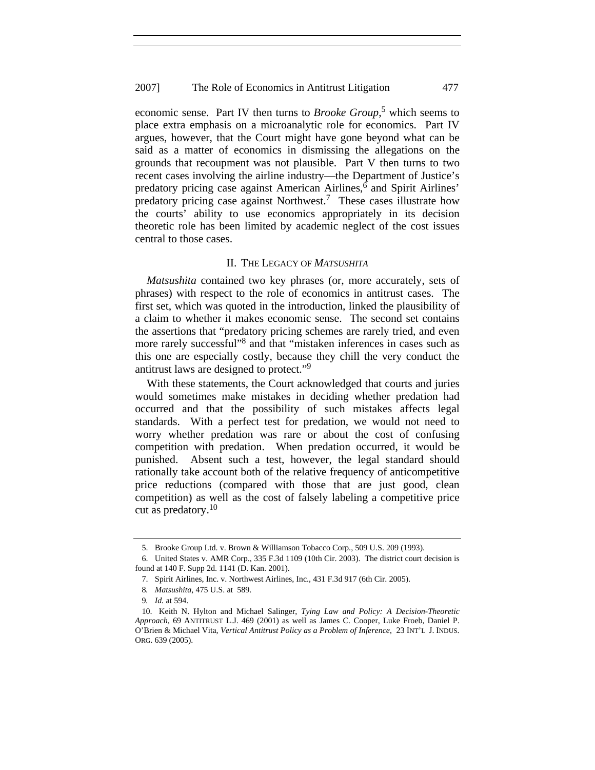economic sense. Part IV then turns to *Brooke Group*,[5] which seems to place extra emphasis on a microanalytic role for economics. Part IV argues, however, that the Court might have gone beyond what can be said as a matter of economics in dismissing the allegations on the grounds that recoupment was not plausible. Part V then turns to two recent cases involving the airline industry—the Department of Justice's predatory pricing case against American Airlines,[6] and Spirit Airlines' predatory pricing case against Northwest.[7] These cases illustrate how the courts' ability to use economics appropriately in its decision theoretic role has been limited by academic neglect of the cost issues central to those cases.

## II. THE LEGACY OF *MATSUSHITA*

*Matsushita* contained two key phrases (or, more accurately, sets of phrases) with respect to the role of economics in antitrust cases. The first set, which was quoted in the introduction, linked the plausibility of a claim to whether it makes economic sense. The second set contains the assertions that "predatory pricing schemes are rarely tried, and even more rarely successful"[8] and that "mistaken inferences in cases such as this one are especially costly, because they chill the very conduct the antitrust laws are designed to protect."[9]

With these statements, the Court acknowledged that courts and juries would sometimes make mistakes in deciding whether predation had occurred and that the possibility of such mistakes affects legal standards. With a perfect test for predation, we would not need to worry whether predation was rare or about the cost of confusing competition with predation. When predation occurred, it would be punished. Absent such a test, however, the legal standard should rationally take account both of the relative frequency of anticompetitive price reductions (compared with those that are just good, clean competition) as well as the cost of falsely labeling a competitive price cut as predatory.[10]

---

5. Brooke Group Ltd. v. Brown & Williamson Tobacco Corp., 509 U.S. 209 (1993).

6. United States v. AMR Corp., 335 F.3d 1109 (10th Cir. 2003). The district court decision is found at 140 F. Supp 2d. 1141 (D. Kan. 2001).

7. Spirit Airlines, Inc. v. Northwest Airlines, Inc., 431 F.3d 917 (6th Cir. 2005).

8. *Matsushita*, 475 U.S. at 589.

9. *Id.* at 594.

10. Keith N. Hylton and Michael Salinger, *Tying Law and Policy: A Decision-Theoretic Approach*, 69 ANTITRUST L.J. 469 (2001) as well as James C. Cooper, Luke Froeb, Daniel P. O'Brien & Michael Vita, *Vertical Antitrust Policy as a Problem of Inference*, 23 INT'L J. INDUS. ORG. 639 (2005).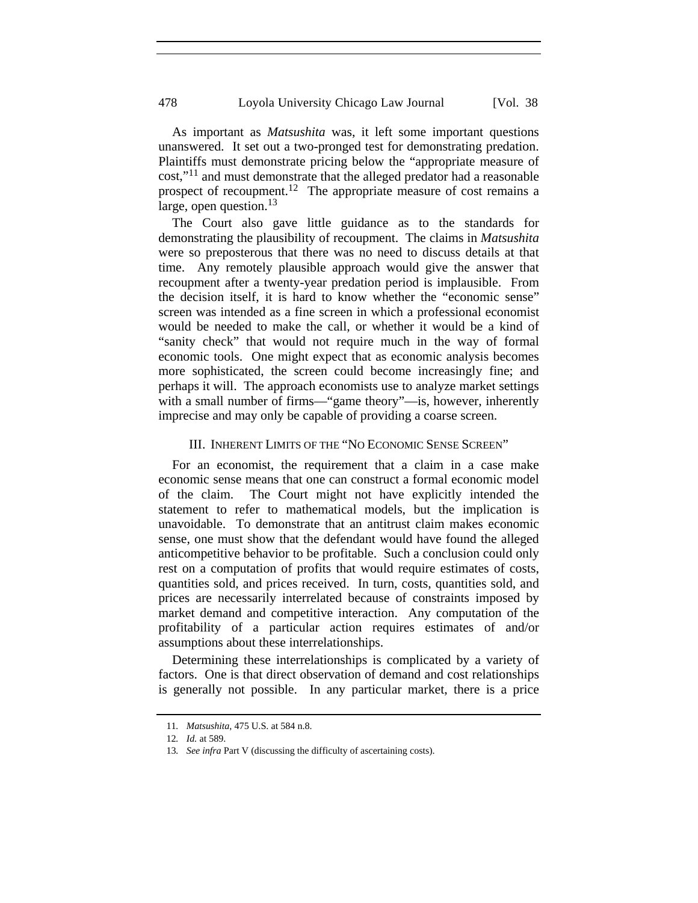As important as *Matsushita* was, it left some important questions unanswered. It set out a two-pronged test for demonstrating predation. Plaintiffs must demonstrate pricing below the "appropriate measure of cost,"[11] and must demonstrate that the alleged predator had a reasonable prospect of recoupment.[12] The appropriate measure of cost remains a large, open question.[13]

The Court also gave little guidance as to the standards for demonstrating the plausibility of recoupment. The claims in *Matsushita* were so preposterous that there was no need to discuss details at that time. Any remotely plausible approach would give the answer that recoupment after a twenty-year predation period is implausible. From the decision itself, it is hard to know whether the "economic sense" screen was intended as a fine screen in which a professional economist would be needed to make the call, or whether it would be a kind of "sanity check" that would not require much in the way of formal economic tools. One might expect that as economic analysis becomes more sophisticated, the screen could become increasingly fine; and perhaps it will. The approach economists use to analyze market settings with a small number of firms—"game theory"—is, however, inherently imprecise and may only be capable of providing a coarse screen.

## III. Inherent Limits of the "No Economic Sense Screen"

For an economist, the requirement that a claim in a case make economic sense means that one can construct a formal economic model of the claim. The Court might not have explicitly intended the statement to refer to mathematical models, but the implication is unavoidable. To demonstrate that an antitrust claim makes economic sense, one must show that the defendant would have found the alleged anticompetitive behavior to be profitable. Such a conclusion could only rest on a computation of profits that would require estimates of costs, quantities sold, and prices received. In turn, costs, quantities sold, and prices are necessarily interrelated because of constraints imposed by market demand and competitive interaction. Any computation of the profitability of a particular action requires estimates of and/or assumptions about these interrelationships.

Determining these interrelationships is complicated by a variety of factors. One is that direct observation of demand and cost relationships is generally not possible. In any particular market, there is a price

---

11. *Matsushita*, 475 U.S. at 584 n.8.

12. *Id.* at 589.

13. *See infra* Part V (discussing the difficulty of ascertaining costs).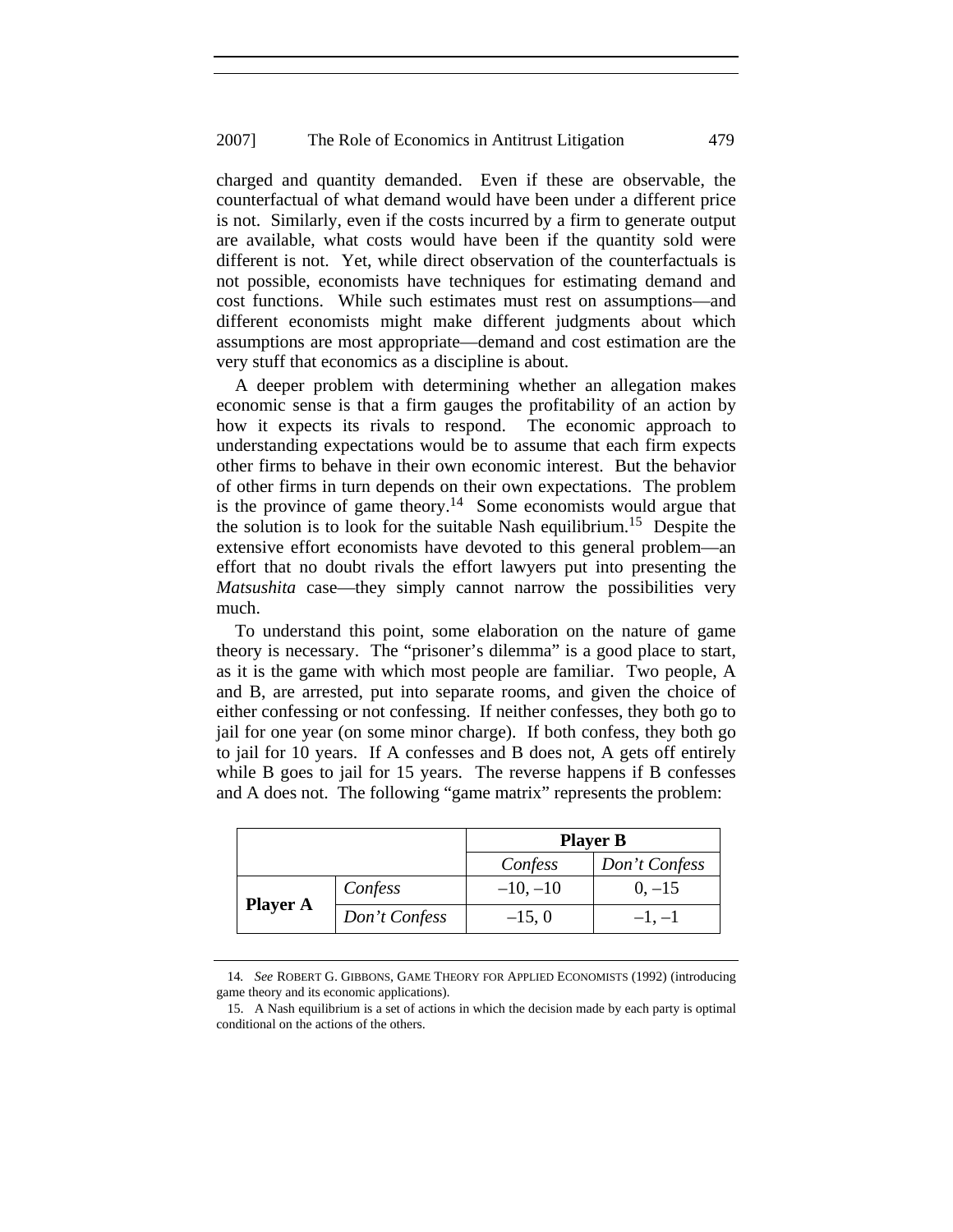charged and quantity demanded. Even if these are observable, the counterfactual of what demand would have been under a different price is not. Similarly, even if the costs incurred by a firm to generate output are available, what costs would have been if the quantity sold were different is not. Yet, while direct observation of the counterfactuals is not possible, economists have techniques for estimating demand and cost functions. While such estimates must rest on assumptions—and different economists might make different judgments about which assumptions are most appropriate—demand and cost estimation are the very stuff that economics as a discipline is about.

A deeper problem with determining whether an allegation makes economic sense is that a firm gauges the profitability of an action by how it expects its rivals to respond. The economic approach to understanding expectations would be to assume that each firm expects other firms to behave in their own economic interest. But the behavior of other firms in turn depends on their own expectations. The problem is the province of game theory.[14] Some economists would argue that the solution is to look for the suitable Nash equilibrium.[15] Despite the extensive effort economists have devoted to this general problem—an effort that no doubt rivals the effort lawyers put into presenting the *Matsushita* case—they simply cannot narrow the possibilities very much.

To understand this point, some elaboration on the nature of game theory is necessary. The "prisoner's dilemma" is a good place to start, as it is the game with which most people are familiar. Two people, A and B, are arrested, put into separate rooms, and given the choice of either confessing or not confessing. If neither confesses, they both go to jail for one year (on some minor charge). If both confess, they both go to jail for 10 years. If A confesses and B does not, A gets off entirely while B goes to jail for 15 years. The reverse happens if B confesses and A does not. The following "game matrix" represents the problem:

| | | **Player B** | |
|---|---|---|---|
| | | *Confess* | *Don't Confess* |
| **Player A** | *Confess* | –10, –10 | 0, –15 |
| | *Don't Confess* | –15, 0 | –1, –1 |

14. *See* ROBERT G. GIBBONS, GAME THEORY FOR APPLIED ECONOMISTS (1992) (introducing game theory and its economic applications).

15. A Nash equilibrium is a set of actions in which the decision made by each party is optimal conditional on the actions of the others.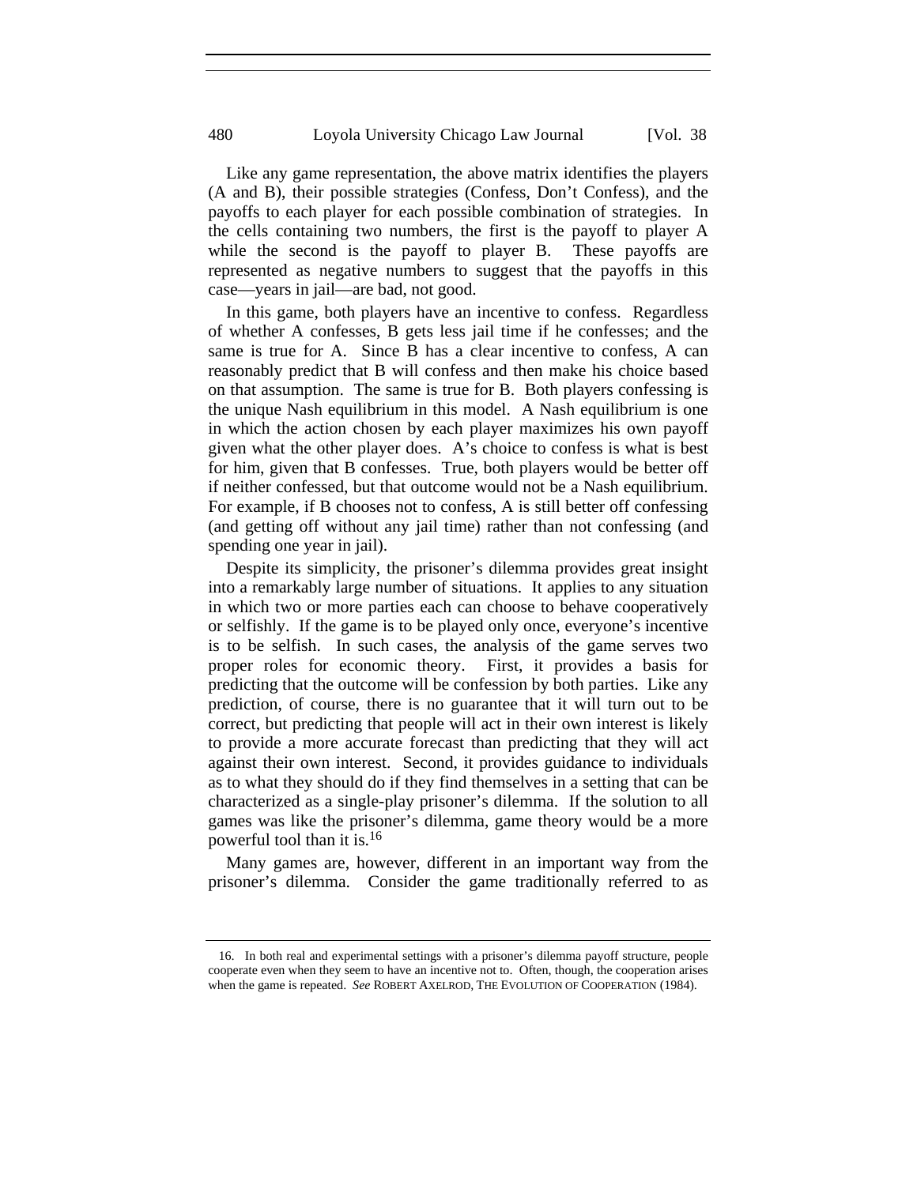Like any game representation, the above matrix identifies the players (A and B), their possible strategies (Confess, Don't Confess), and the payoffs to each player for each possible combination of strategies. In the cells containing two numbers, the first is the payoff to player A while the second is the payoff to player B. These payoffs are represented as negative numbers to suggest that the payoffs in this case—years in jail—are bad, not good.

In this game, both players have an incentive to confess. Regardless of whether A confesses, B gets less jail time if he confesses; and the same is true for A. Since B has a clear incentive to confess, A can reasonably predict that B will confess and then make his choice based on that assumption. The same is true for B. Both players confessing is the unique Nash equilibrium in this model. A Nash equilibrium is one in which the action chosen by each player maximizes his own payoff given what the other player does. A's choice to confess is what is best for him, given that B confesses. True, both players would be better off if neither confessed, but that outcome would not be a Nash equilibrium. For example, if B chooses not to confess, A is still better off confessing (and getting off without any jail time) rather than not confessing (and spending one year in jail).

Despite its simplicity, the prisoner's dilemma provides great insight into a remarkably large number of situations. It applies to any situation in which two or more parties each can choose to behave cooperatively or selfishly. If the game is to be played only once, everyone's incentive is to be selfish. In such cases, the analysis of the game serves two proper roles for economic theory. First, it provides a basis for predicting that the outcome will be confession by both parties. Like any prediction, of course, there is no guarantee that it will turn out to be correct, but predicting that people will act in their own interest is likely to provide a more accurate forecast than predicting that they will act against their own interest. Second, it provides guidance to individuals as to what they should do if they find themselves in a setting that can be characterized as a single-play prisoner's dilemma. If the solution to all games was like the prisoner's dilemma, game theory would be a more powerful tool than it is.[16]

Many games are, however, different in an important way from the prisoner's dilemma. Consider the game traditionally referred to as

---

16. In both real and experimental settings with a prisoner's dilemma payoff structure, people cooperate even when they seem to have an incentive not to. Often, though, the cooperation arises when the game is repeated. *See* ROBERT AXELROD, THE EVOLUTION OF COOPERATION (1984).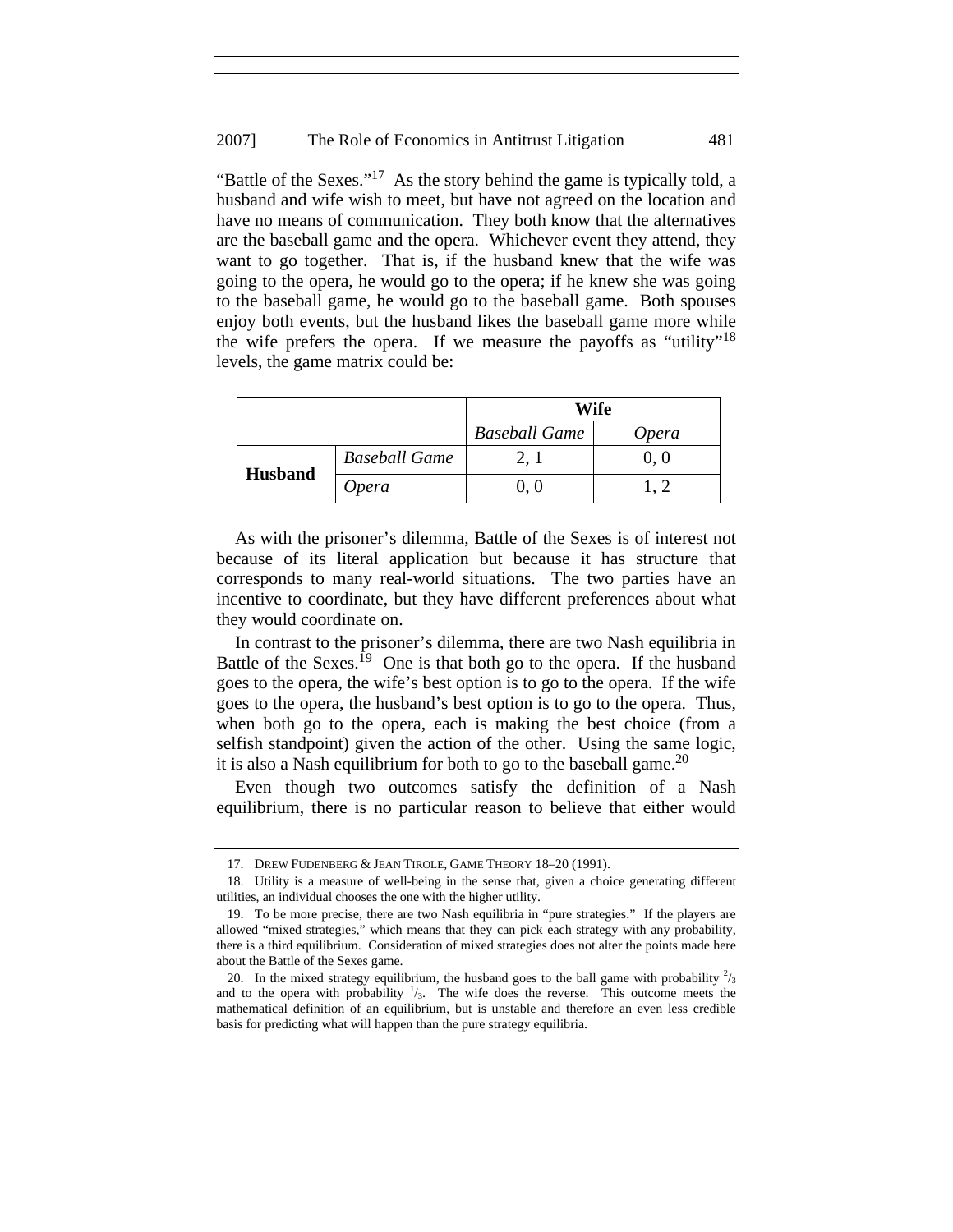"Battle of the Sexes."[17] As the story behind the game is typically told, a husband and wife wish to meet, but have not agreed on the location and have no means of communication. They both know that the alternatives are the baseball game and the opera. Whichever event they attend, they want to go together. That is, if the husband knew that the wife was going to the opera, he would go to the opera; if he knew she was going to the baseball game, he would go to the baseball game. Both spouses enjoy both events, but the husband likes the baseball game more while the wife prefers the opera. If we measure the payoffs as "utility"[18] levels, the game matrix could be:

| | | **Wife** | |
|---|---|---|---|
| | | *Baseball Game* | *Opera* |
| **Husband** | *Baseball Game* | 2, 1 | 0, 0 |
| | *Opera* | 0, 0 | 1, 2 |

As with the prisoner's dilemma, Battle of the Sexes is of interest not because of its literal application but because it has structure that corresponds to many real-world situations. The two parties have an incentive to coordinate, but they have different preferences about what they would coordinate on.

In contrast to the prisoner's dilemma, there are two Nash equilibria in Battle of the Sexes.[19] One is that both go to the opera. If the husband goes to the opera, the wife's best option is to go to the opera. If the wife goes to the opera, the husband's best option is to go to the opera. Thus, when both go to the opera, each is making the best choice (from a selfish standpoint) given the action of the other. Using the same logic, it is also a Nash equilibrium for both to go to the baseball game.[20]

Even though two outcomes satisfy the definition of a Nash equilibrium, there is no particular reason to believe that either would

---

17. DREW FUDENBERG & JEAN TIROLE, GAME THEORY 18–20 (1991).

18. Utility is a measure of well-being in the sense that, given a choice generating different utilities, an individual chooses the one with the higher utility.

19. To be more precise, there are two Nash equilibria in "pure strategies." If the players are allowed "mixed strategies," which means that they can pick each strategy with any probability, there is a third equilibrium. Consideration of mixed strategies does not alter the points made here about the Battle of the Sexes game.

20. In the mixed strategy equilibrium, the husband goes to the ball game with probability $^{2}/_{3}$ and to the opera with probability $^{1}/_{3}$. The wife does the reverse. This outcome meets the mathematical definition of an equilibrium, but is unstable and therefore an even less credible basis for predicting what will happen than the pure strategy equilibria.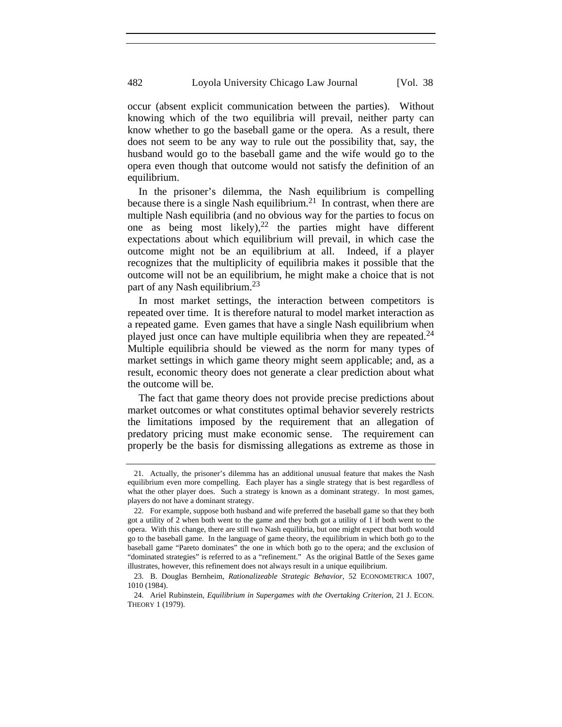occur (absent explicit communication between the parties). Without knowing which of the two equilibria will prevail, neither party can know whether to go the baseball game or the opera. As a result, there does not seem to be any way to rule out the possibility that, say, the husband would go to the baseball game and the wife would go to the opera even though that outcome would not satisfy the definition of an equilibrium.

In the prisoner's dilemma, the Nash equilibrium is compelling because there is a single Nash equilibrium.[21] In contrast, when there are multiple Nash equilibria (and no obvious way for the parties to focus on one as being most likely),[22] the parties might have different expectations about which equilibrium will prevail, in which case the outcome might not be an equilibrium at all. Indeed, if a player recognizes that the multiplicity of equilibria makes it possible that the outcome will not be an equilibrium, he might make a choice that is not part of any Nash equilibrium.[23]

In most market settings, the interaction between competitors is repeated over time. It is therefore natural to model market interaction as a repeated game. Even games that have a single Nash equilibrium when played just once can have multiple equilibria when they are repeated.[24] Multiple equilibria should be viewed as the norm for many types of market settings in which game theory might seem applicable; and, as a result, economic theory does not generate a clear prediction about what the outcome will be.

The fact that game theory does not provide precise predictions about market outcomes or what constitutes optimal behavior severely restricts the limitations imposed by the requirement that an allegation of predatory pricing must make economic sense. The requirement can properly be the basis for dismissing allegations as extreme as those in

---

21. Actually, the prisoner's dilemma has an additional unusual feature that makes the Nash equilibrium even more compelling. Each player has a single strategy that is best regardless of what the other player does. Such a strategy is known as a dominant strategy. In most games, players do not have a dominant strategy.

22. For example, suppose both husband and wife preferred the baseball game so that they both got a utility of 2 when both went to the game and they both got a utility of 1 if both went to the opera. With this change, there are still two Nash equilibria, but one might expect that both would go to the baseball game. In the language of game theory, the equilibrium in which both go to the baseball game "Pareto dominates" the one in which both go to the opera; and the exclusion of "dominated strategies" is referred to as a "refinement." As the original Battle of the Sexes game illustrates, however, this refinement does not always result in a unique equilibrium.

23. B. Douglas Bernheim, *Rationalizeable Strategic Behavior*, 52 ECONOMETRICA 1007, 1010 (1984).

24. Ariel Rubinstein, *Equilibrium in Supergames with the Overtaking Criterion*, 21 J. ECON. THEORY 1 (1979).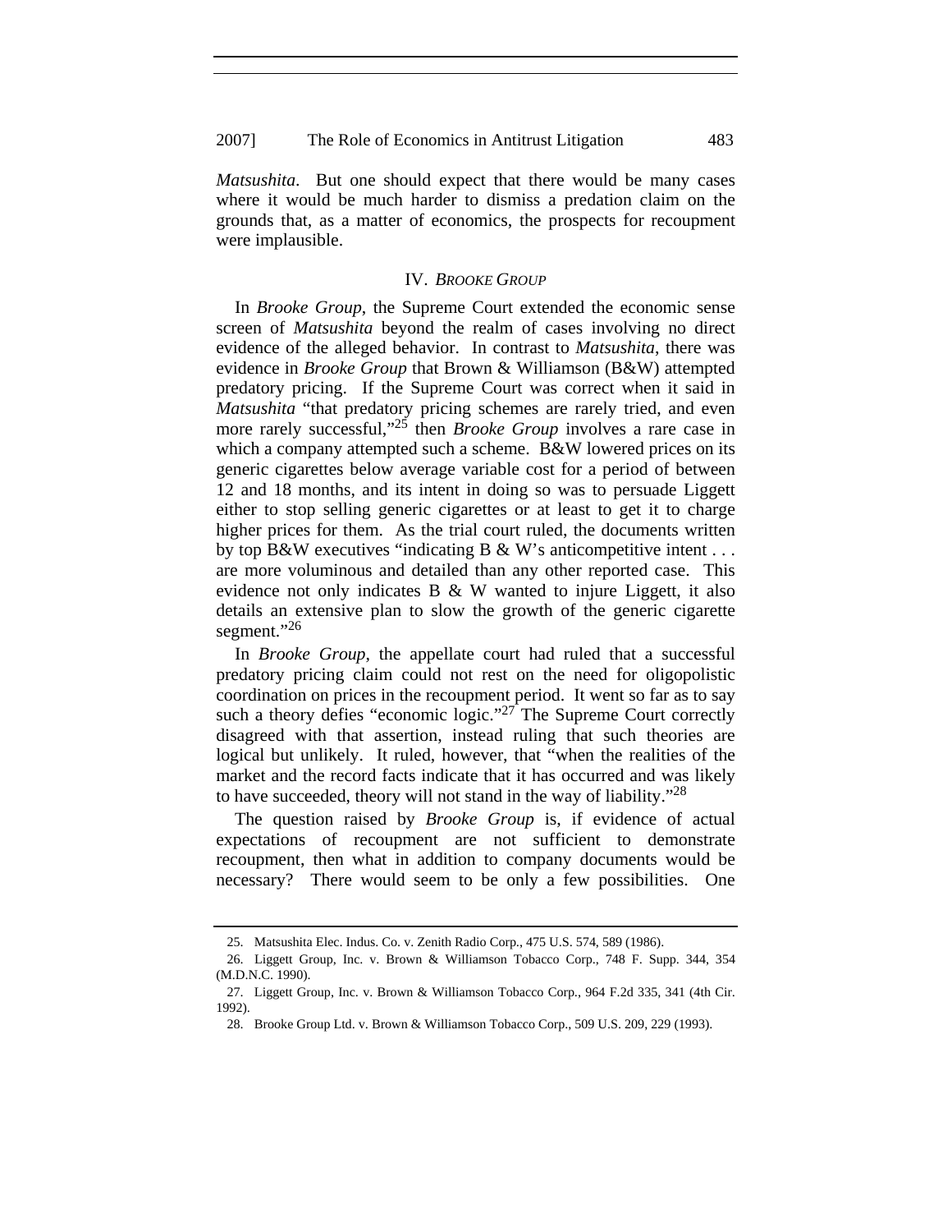*Matsushita*. But one should expect that there would be many cases where it would be much harder to dismiss a predation claim on the grounds that, as a matter of economics, the prospects for recoupment were implausible.

## IV. *BROOKE GROUP*

In *Brooke Group*, the Supreme Court extended the economic sense screen of *Matsushita* beyond the realm of cases involving no direct evidence of the alleged behavior. In contrast to *Matsushita*, there was evidence in *Brooke Group* that Brown & Williamson (B&W) attempted predatory pricing. If the Supreme Court was correct when it said in *Matsushita* "that predatory pricing schemes are rarely tried, and even more rarely successful,"[25] then *Brooke Group* involves a rare case in which a company attempted such a scheme. B&W lowered prices on its generic cigarettes below average variable cost for a period of between 12 and 18 months, and its intent in doing so was to persuade Liggett either to stop selling generic cigarettes or at least to get it to charge higher prices for them. As the trial court ruled, the documents written by top B&W executives "indicating B & W's anticompetitive intent . . . are more voluminous and detailed than any other reported case. This evidence not only indicates B & W wanted to injure Liggett, it also details an extensive plan to slow the growth of the generic cigarette segment."[26]

In *Brooke Group*, the appellate court had ruled that a successful predatory pricing claim could not rest on the need for oligopolistic coordination on prices in the recoupment period. It went so far as to say such a theory defies "economic logic."[27] The Supreme Court correctly disagreed with that assertion, instead ruling that such theories are logical but unlikely. It ruled, however, that "when the realities of the market and the record facts indicate that it has occurred and was likely to have succeeded, theory will not stand in the way of liability."[28]

The question raised by *Brooke Group* is, if evidence of actual expectations of recoupment are not sufficient to demonstrate recoupment, then what in addition to company documents would be necessary? There would seem to be only a few possibilities. One

---

25. Matsushita Elec. Indus. Co. v. Zenith Radio Corp., 475 U.S. 574, 589 (1986).

26. Liggett Group, Inc. v. Brown & Williamson Tobacco Corp., 748 F. Supp. 344, 354 (M.D.N.C. 1990).

27. Liggett Group, Inc. v. Brown & Williamson Tobacco Corp., 964 F.2d 335, 341 (4th Cir. 1992).

28. Brooke Group Ltd. v. Brown & Williamson Tobacco Corp., 509 U.S. 209, 229 (1993).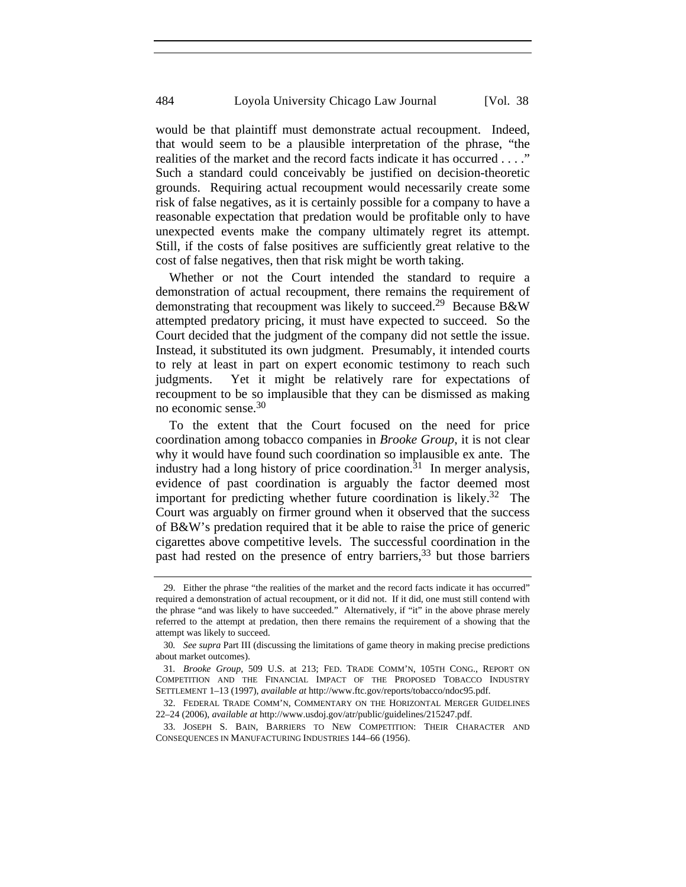would be that plaintiff must demonstrate actual recoupment. Indeed, that would seem to be a plausible interpretation of the phrase, "the realities of the market and the record facts indicate it has occurred . . . ." Such a standard could conceivably be justified on decision-theoretic grounds. Requiring actual recoupment would necessarily create some risk of false negatives, as it is certainly possible for a company to have a reasonable expectation that predation would be profitable only to have unexpected events make the company ultimately regret its attempt. Still, if the costs of false positives are sufficiently great relative to the cost of false negatives, then that risk might be worth taking.

Whether or not the Court intended the standard to require a demonstration of actual recoupment, there remains the requirement of demonstrating that recoupment was likely to succeed.[29] Because B&W attempted predatory pricing, it must have expected to succeed. So the Court decided that the judgment of the company did not settle the issue. Instead, it substituted its own judgment. Presumably, it intended courts to rely at least in part on expert economic testimony to reach such judgments. Yet it might be relatively rare for expectations of recoupment to be so implausible that they can be dismissed as making no economic sense.[30]

To the extent that the Court focused on the need for price coordination among tobacco companies in *Brooke Group*, it is not clear why it would have found such coordination so implausible ex ante. The industry had a long history of price coordination.[31] In merger analysis, evidence of past coordination is arguably the factor deemed most important for predicting whether future coordination is likely.[32] The Court was arguably on firmer ground when it observed that the success of B&W's predation required that it be able to raise the price of generic cigarettes above competitive levels. The successful coordination in the past had rested on the presence of entry barriers,[33] but those barriers

---

29. Either the phrase "the realities of the market and the record facts indicate it has occurred" required a demonstration of actual recoupment, or it did not. If it did, one must still contend with the phrase "and was likely to have succeeded." Alternatively, if "it" in the above phrase merely referred to the attempt at predation, then there remains the requirement of a showing that the attempt was likely to succeed.

30. *See supra* Part III (discussing the limitations of game theory in making precise predictions about market outcomes).

31. *Brooke Group*, 509 U.S. at 213; FED. TRADE COMM'N, 105TH CONG., REPORT ON COMPETITION AND THE FINANCIAL IMPACT OF THE PROPOSED TOBACCO INDUSTRY SETTLEMENT 1–13 (1997), *available at* http://www.ftc.gov/reports/tobacco/ndoc95.pdf.

32. FEDERAL TRADE COMM'N, COMMENTARY ON THE HORIZONTAL MERGER GUIDELINES 22–24 (2006), *available at* http://www.usdoj.gov/atr/public/guidelines/215247.pdf.

33. JOSEPH S. BAIN, BARRIERS TO NEW COMPETITION: THEIR CHARACTER AND CONSEQUENCES IN MANUFACTURING INDUSTRIES 144–66 (1956).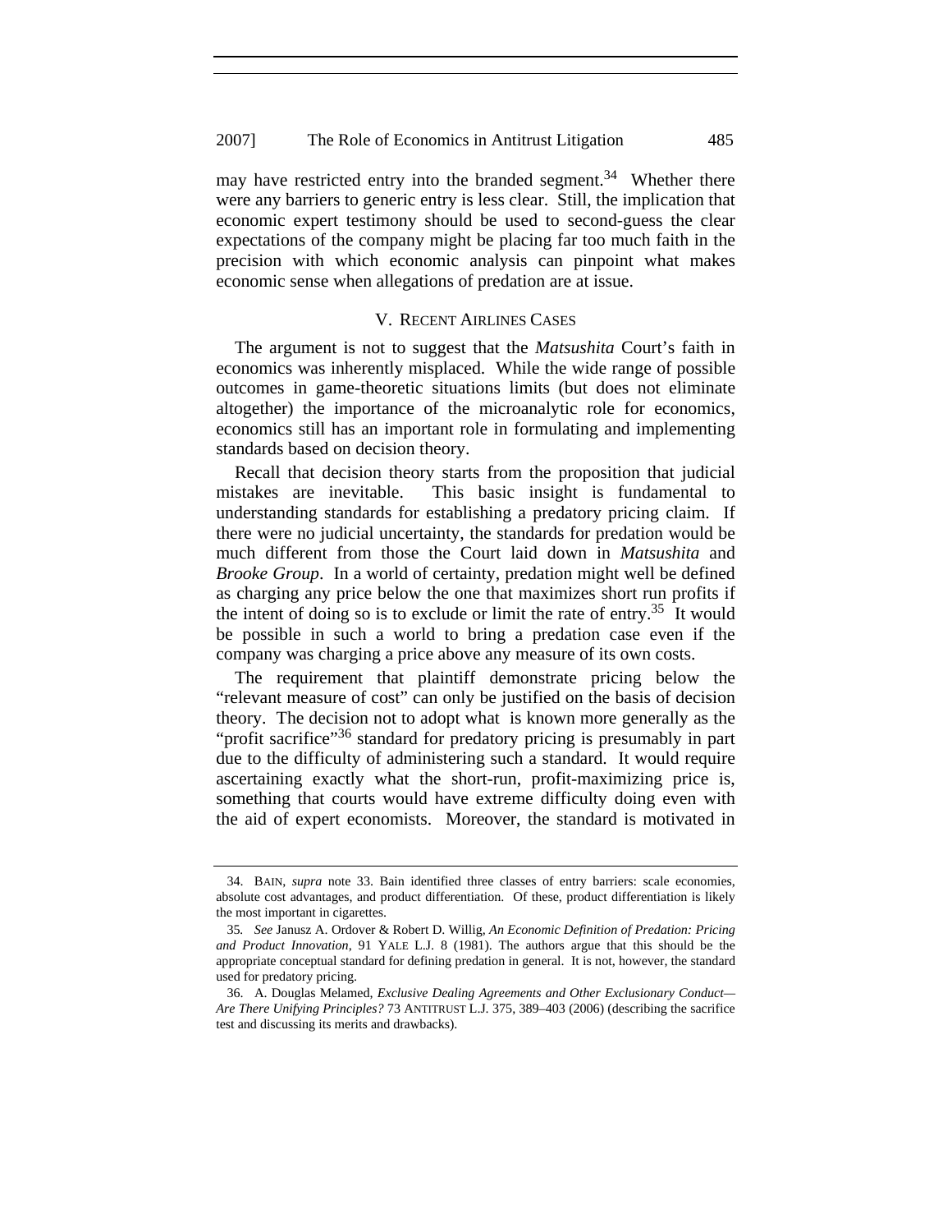may have restricted entry into the branded segment.[34] Whether there were any barriers to generic entry is less clear. Still, the implication that economic expert testimony should be used to second-guess the clear expectations of the company might be placing far too much faith in the precision with which economic analysis can pinpoint what makes economic sense when allegations of predation are at issue.

## V. Recent Airlines Cases

The argument is not to suggest that the *Matsushita* Court's faith in economics was inherently misplaced. While the wide range of possible outcomes in game-theoretic situations limits (but does not eliminate altogether) the importance of the microanalytic role for economics, economics still has an important role in formulating and implementing standards based on decision theory.

Recall that decision theory starts from the proposition that judicial mistakes are inevitable. This basic insight is fundamental to understanding standards for establishing a predatory pricing claim. If there were no judicial uncertainty, the standards for predation would be much different from those the Court laid down in *Matsushita* and *Brooke Group*. In a world of certainty, predation might well be defined as charging any price below the one that maximizes short run profits if the intent of doing so is to exclude or limit the rate of entry.[35] It would be possible in such a world to bring a predation case even if the company was charging a price above any measure of its own costs.

The requirement that plaintiff demonstrate pricing below the "relevant measure of cost" can only be justified on the basis of decision theory. The decision not to adopt what is known more generally as the "profit sacrifice"[36] standard for predatory pricing is presumably in part due to the difficulty of administering such a standard. It would require ascertaining exactly what the short-run, profit-maximizing price is, something that courts would have extreme difficulty doing even with the aid of expert economists. Moreover, the standard is motivated in

---

34. Bain, *supra* note 33. Bain identified three classes of entry barriers: scale economies, absolute cost advantages, and product differentiation. Of these, product differentiation is likely the most important in cigarettes.

35. *See* Janusz A. Ordover & Robert D. Willig, *An Economic Definition of Predation: Pricing and Product Innovation*, 91 Yale L.J. 8 (1981). The authors argue that this should be the appropriate conceptual standard for defining predation in general. It is not, however, the standard used for predatory pricing.

36. A. Douglas Melamed, *Exclusive Dealing Agreements and Other Exclusionary Conduct—Are There Unifying Principles?* 73 Antitrust L.J. 375, 389–403 (2006) (describing the sacrifice test and discussing its merits and drawbacks).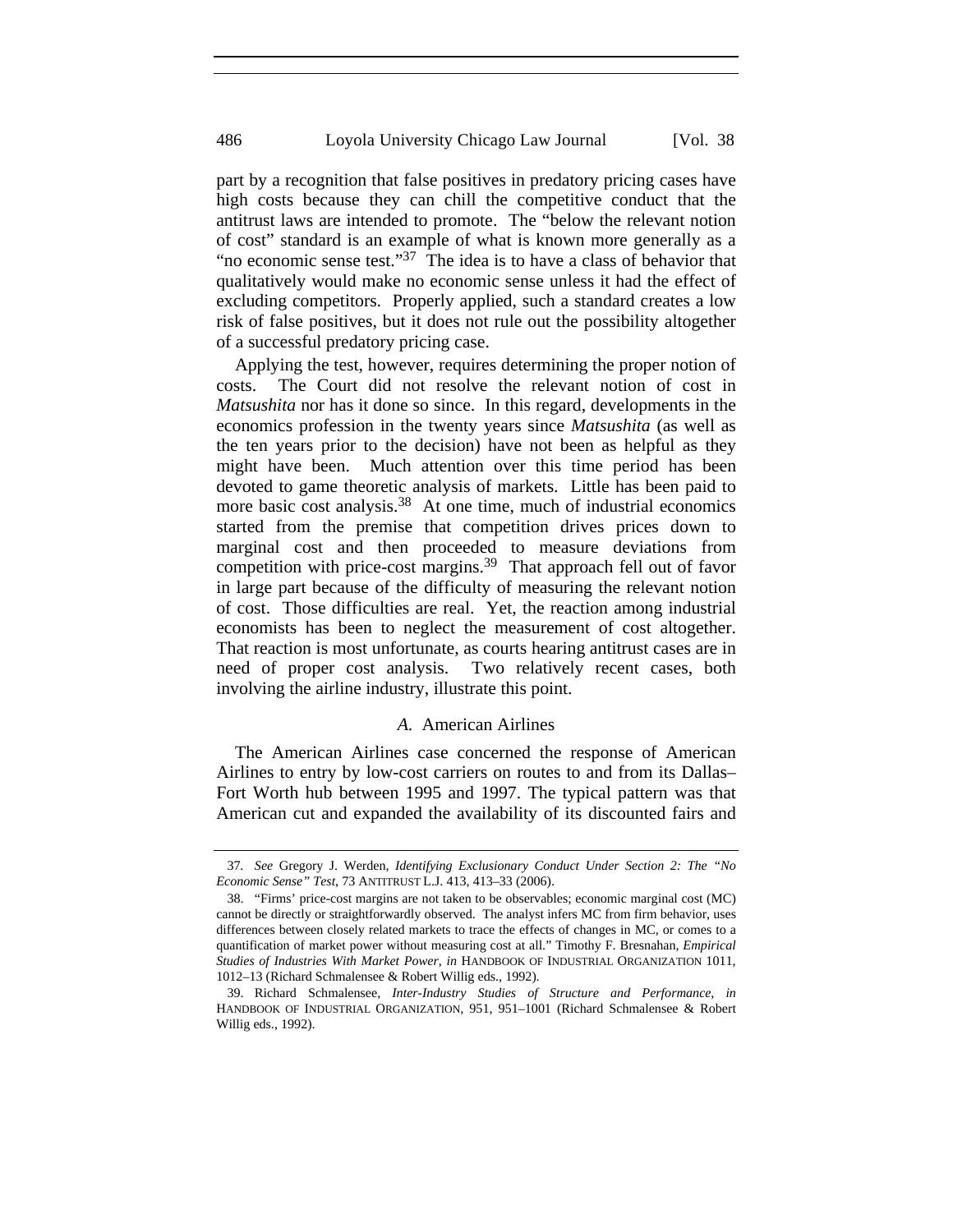part by a recognition that false positives in predatory pricing cases have high costs because they can chill the competitive conduct that the antitrust laws are intended to promote. The "below the relevant notion of cost" standard is an example of what is known more generally as a "no economic sense test."[37] The idea is to have a class of behavior that qualitatively would make no economic sense unless it had the effect of excluding competitors. Properly applied, such a standard creates a low risk of false positives, but it does not rule out the possibility altogether of a successful predatory pricing case.

Applying the test, however, requires determining the proper notion of costs. The Court did not resolve the relevant notion of cost in *Matsushita* nor has it done so since. In this regard, developments in the economics profession in the twenty years since *Matsushita* (as well as the ten years prior to the decision) have not been as helpful as they might have been. Much attention over this time period has been devoted to game theoretic analysis of markets. Little has been paid to more basic cost analysis.[38] At one time, much of industrial economics started from the premise that competition drives prices down to marginal cost and then proceeded to measure deviations from competition with price-cost margins.[39] That approach fell out of favor in large part because of the difficulty of measuring the relevant notion of cost. Those difficulties are real. Yet, the reaction among industrial economists has been to neglect the measurement of cost altogether. That reaction is most unfortunate, as courts hearing antitrust cases are in need of proper cost analysis. Two relatively recent cases, both involving the airline industry, illustrate this point.

### *A.* American Airlines

The American Airlines case concerned the response of American Airlines to entry by low-cost carriers on routes to and from its Dallas–Fort Worth hub between 1995 and 1997. The typical pattern was that American cut and expanded the availability of its discounted fairs and

---

37. *See* Gregory J. Werden, *Identifying Exclusionary Conduct Under Section 2: The "No Economic Sense" Test*, 73 ANTITRUST L.J. 413, 413–33 (2006).

38. "Firms' price-cost margins are not taken to be observables; economic marginal cost (MC) cannot be directly or straightforwardly observed. The analyst infers MC from firm behavior, uses differences between closely related markets to trace the effects of changes in MC, or comes to a quantification of market power without measuring cost at all." Timothy F. Bresnahan, *Empirical Studies of Industries With Market Power*, *in* HANDBOOK OF INDUSTRIAL ORGANIZATION 1011, 1012–13 (Richard Schmalensee & Robert Willig eds., 1992).

39. Richard Schmalensee, *Inter-Industry Studies of Structure and Performance*, *in* HANDBOOK OF INDUSTRIAL ORGANIZATION, 951, 951–1001 (Richard Schmalensee & Robert Willig eds., 1992).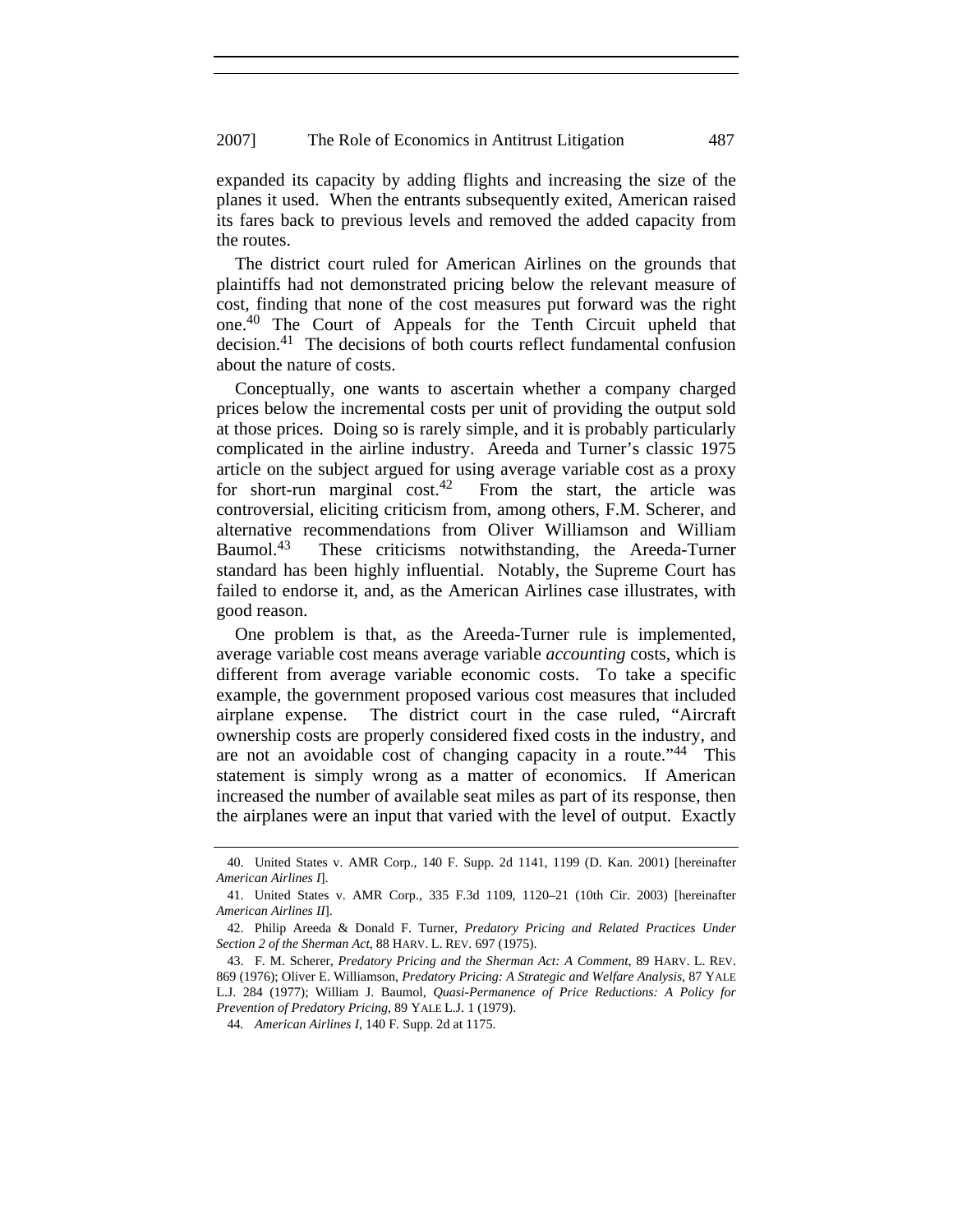expanded its capacity by adding flights and increasing the size of the planes it used. When the entrants subsequently exited, American raised its fares back to previous levels and removed the added capacity from the routes.

The district court ruled for American Airlines on the grounds that plaintiffs had not demonstrated pricing below the relevant measure of cost, finding that none of the cost measures put forward was the right one.[40] The Court of Appeals for the Tenth Circuit upheld that decision.[41] The decisions of both courts reflect fundamental confusion about the nature of costs.

Conceptually, one wants to ascertain whether a company charged prices below the incremental costs per unit of providing the output sold at those prices. Doing so is rarely simple, and it is probably particularly complicated in the airline industry. Areeda and Turner's classic 1975 article on the subject argued for using average variable cost as a proxy for short-run marginal cost.[42] From the start, the article was controversial, eliciting criticism from, among others, F.M. Scherer, and alternative recommendations from Oliver Williamson and William Baumol.[43] These criticisms notwithstanding, the Areeda-Turner standard has been highly influential. Notably, the Supreme Court has failed to endorse it, and, as the American Airlines case illustrates, with good reason.

One problem is that, as the Areeda-Turner rule is implemented, average variable cost means average variable *accounting* costs, which is different from average variable economic costs. To take a specific example, the government proposed various cost measures that included airplane expense. The district court in the case ruled, "Aircraft ownership costs are properly considered fixed costs in the industry, and are not an avoidable cost of changing capacity in a route."[44] This statement is simply wrong as a matter of economics. If American increased the number of available seat miles as part of its response, then the airplanes were an input that varied with the level of output. Exactly

---

40. United States v. AMR Corp., 140 F. Supp. 2d 1141, 1199 (D. Kan. 2001) [hereinafter *American Airlines I*].

41. United States v. AMR Corp., 335 F.3d 1109, 1120–21 (10th Cir. 2003) [hereinafter *American Airlines II*].

42. Philip Areeda & Donald F. Turner, *Predatory Pricing and Related Practices Under Section 2 of the Sherman Act*, 88 HARV. L. REV. 697 (1975).

43. F. M. Scherer, *Predatory Pricing and the Sherman Act: A Comment*, 89 HARV. L. REV. 869 (1976); Oliver E. Williamson, *Predatory Pricing: A Strategic and Welfare Analysis*, 87 YALE L.J. 284 (1977); William J. Baumol, *Quasi-Permanence of Price Reductions: A Policy for Prevention of Predatory Pricing*, 89 YALE L.J. 1 (1979).

44. *American Airlines I*, 140 F. Supp. 2d at 1175.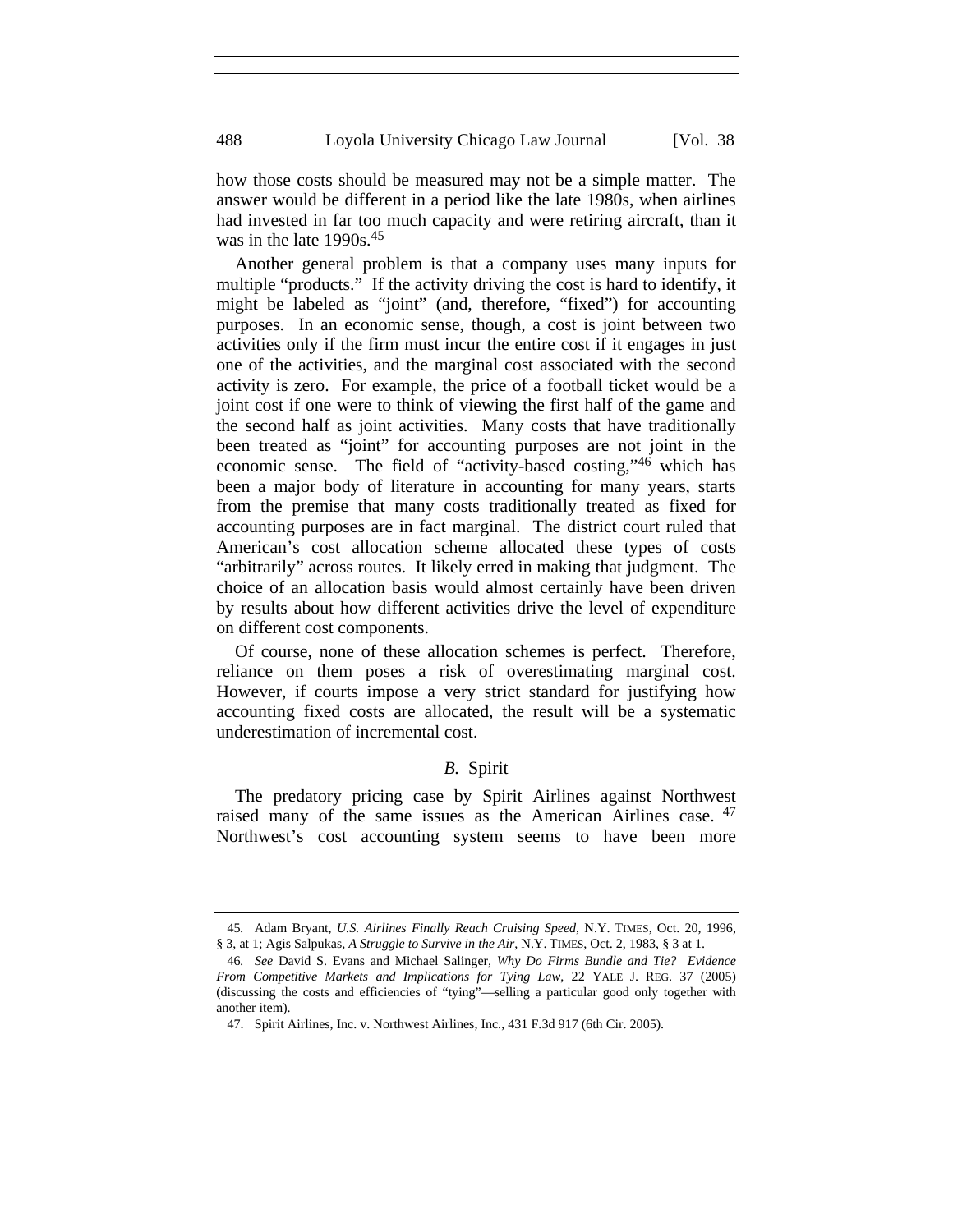how those costs should be measured may not be a simple matter. The answer would be different in a period like the late 1980s, when airlines had invested in far too much capacity and were retiring aircraft, than it was in the late 1990s.[45]

Another general problem is that a company uses many inputs for multiple "products." If the activity driving the cost is hard to identify, it might be labeled as "joint" (and, therefore, "fixed") for accounting purposes. In an economic sense, though, a cost is joint between two activities only if the firm must incur the entire cost if it engages in just one of the activities, and the marginal cost associated with the second activity is zero. For example, the price of a football ticket would be a joint cost if one were to think of viewing the first half of the game and the second half as joint activities. Many costs that have traditionally been treated as "joint" for accounting purposes are not joint in the economic sense. The field of "activity-based costing,"[46] which has been a major body of literature in accounting for many years, starts from the premise that many costs traditionally treated as fixed for accounting purposes are in fact marginal. The district court ruled that American's cost allocation scheme allocated these types of costs "arbitrarily" across routes. It likely erred in making that judgment. The choice of an allocation basis would almost certainly have been driven by results about how different activities drive the level of expenditure on different cost components.

Of course, none of these allocation schemes is perfect. Therefore, reliance on them poses a risk of overestimating marginal cost. However, if courts impose a very strict standard for justifying how accounting fixed costs are allocated, the result will be a systematic underestimation of incremental cost.

### *B.* Spirit

The predatory pricing case by Spirit Airlines against Northwest raised many of the same issues as the American Airlines case.[47] Northwest's cost accounting system seems to have been more

---

45. Adam Bryant, *U.S. Airlines Finally Reach Cruising Speed*, N.Y. TIMES, Oct. 20, 1996, § 3, at 1; Agis Salpukas, *A Struggle to Survive in the Air*, N.Y. TIMES, Oct. 2, 1983, § 3 at 1.

46. *See* David S. Evans and Michael Salinger, *Why Do Firms Bundle and Tie? Evidence From Competitive Markets and Implications for Tying Law*, 22 YALE J. REG. 37 (2005) (discussing the costs and efficiencies of "tying"—selling a particular good only together with another item).

47. Spirit Airlines, Inc. v. Northwest Airlines, Inc., 431 F.3d 917 (6th Cir. 2005).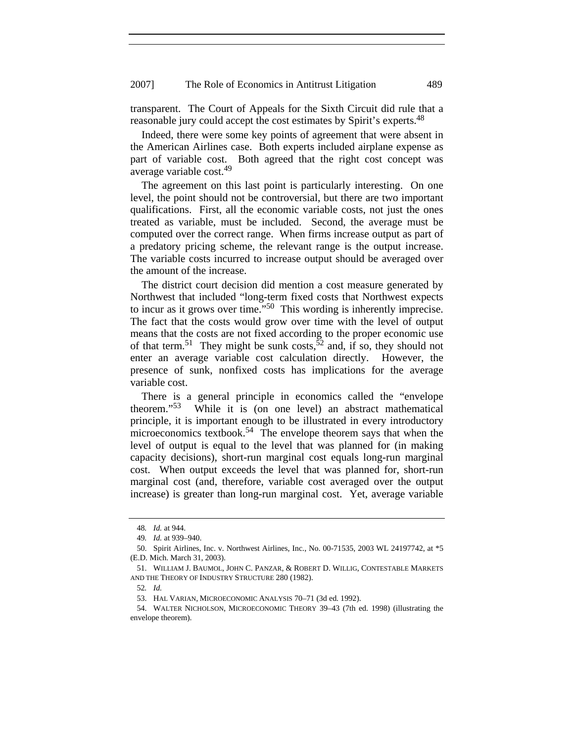transparent. The Court of Appeals for the Sixth Circuit did rule that a reasonable jury could accept the cost estimates by Spirit's experts.[48]

Indeed, there were some key points of agreement that were absent in the American Airlines case. Both experts included airplane expense as part of variable cost. Both agreed that the right cost concept was average variable cost.[49]

The agreement on this last point is particularly interesting. On one level, the point should not be controversial, but there are two important qualifications. First, all the economic variable costs, not just the ones treated as variable, must be included. Second, the average must be computed over the correct range. When firms increase output as part of a predatory pricing scheme, the relevant range is the output increase. The variable costs incurred to increase output should be averaged over the amount of the increase.

The district court decision did mention a cost measure generated by Northwest that included "long-term fixed costs that Northwest expects to incur as it grows over time."[50] This wording is inherently imprecise. The fact that the costs would grow over time with the level of output means that the costs are not fixed according to the proper economic use of that term.[51] They might be sunk costs,[52] and, if so, they should not enter an average variable cost calculation directly. However, the presence of sunk, nonfixed costs has implications for the average variable cost.

There is a general principle in economics called the "envelope theorem."[53] While it is (on one level) an abstract mathematical principle, it is important enough to be illustrated in every introductory microeconomics textbook.[54] The envelope theorem says that when the level of output is equal to the level that was planned for (in making capacity decisions), short-run marginal cost equals long-run marginal cost. When output exceeds the level that was planned for, short-run marginal cost (and, therefore, variable cost averaged over the output increase) is greater than long-run marginal cost. Yet, average variable

---

48. *Id.* at 944.

49. *Id.* at 939–940.

50. Spirit Airlines, Inc. v. Northwest Airlines, Inc., No. 00-71535, 2003 WL 24197742, at *5 (E.D. Mich. March 31, 2003).

51. WILLIAM J. BAUMOL, JOHN C. PANZAR, & ROBERT D. WILLIG, CONTESTABLE MARKETS AND THE THEORY OF INDUSTRY STRUCTURE 280 (1982).

52. *Id.*

53. HAL VARIAN, MICROECONOMIC ANALYSIS 70–71 (3d ed. 1992).

54. WALTER NICHOLSON, MICROECONOMIC THEORY 39–43 (7th ed. 1998) (illustrating the envelope theorem).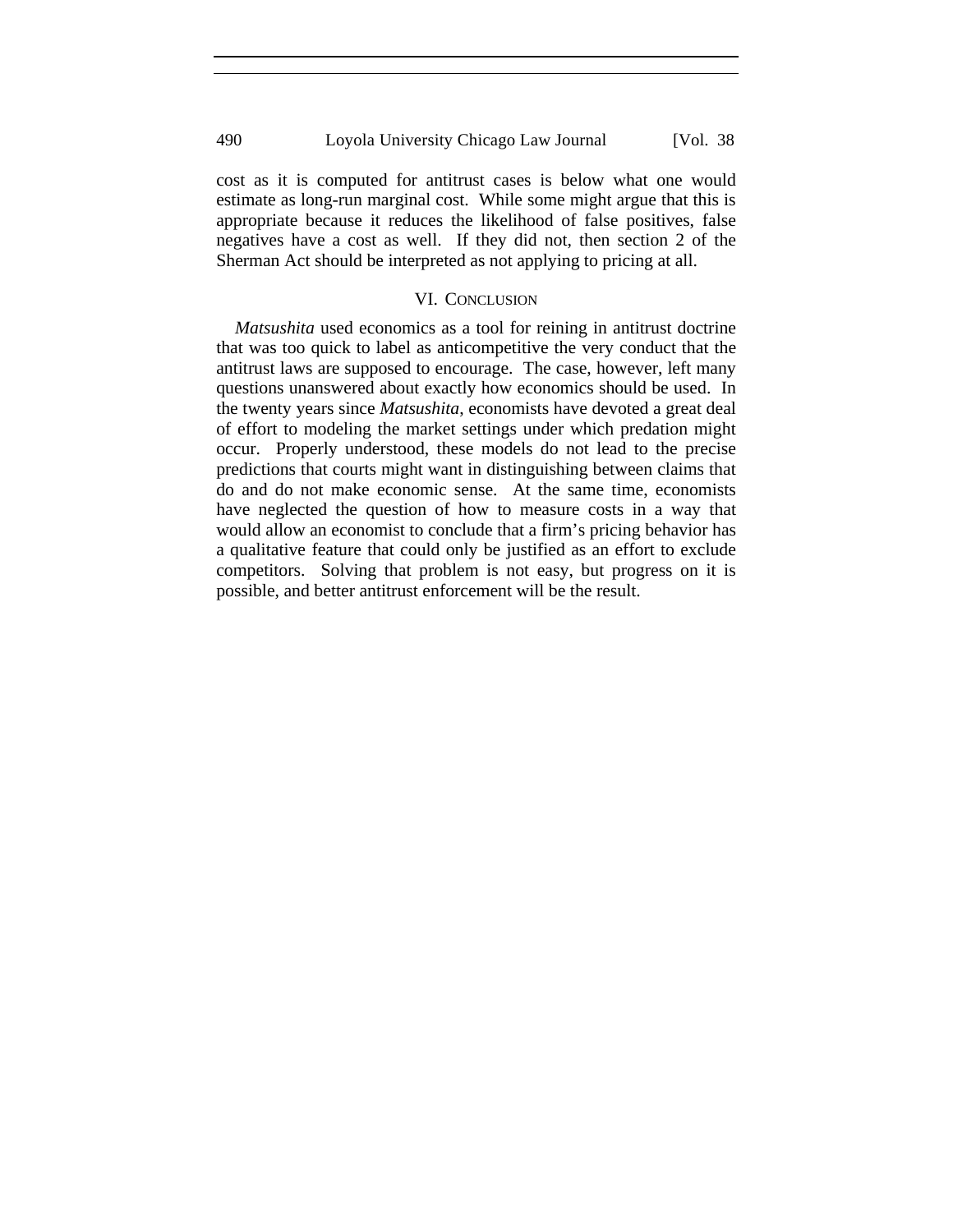cost as it is computed for antitrust cases is below what one would estimate as long-run marginal cost. While some might argue that this is appropriate because it reduces the likelihood of false positives, false negatives have a cost as well. If they did not, then section 2 of the Sherman Act should be interpreted as not applying to pricing at all.

## VI. Conclusion

*Matsushita* used economics as a tool for reining in antitrust doctrine that was too quick to label as anticompetitive the very conduct that the antitrust laws are supposed to encourage. The case, however, left many questions unanswered about exactly how economics should be used. In the twenty years since *Matsushita*, economists have devoted a great deal of effort to modeling the market settings under which predation might occur. Properly understood, these models do not lead to the precise predictions that courts might want in distinguishing between claims that do and do not make economic sense. At the same time, economists have neglected the question of how to measure costs in a way that would allow an economist to conclude that a firm's pricing behavior has a qualitative feature that could only be justified as an effort to exclude competitors. Solving that problem is not easy, but progress on it is possible, and better antitrust enforcement will be the result.